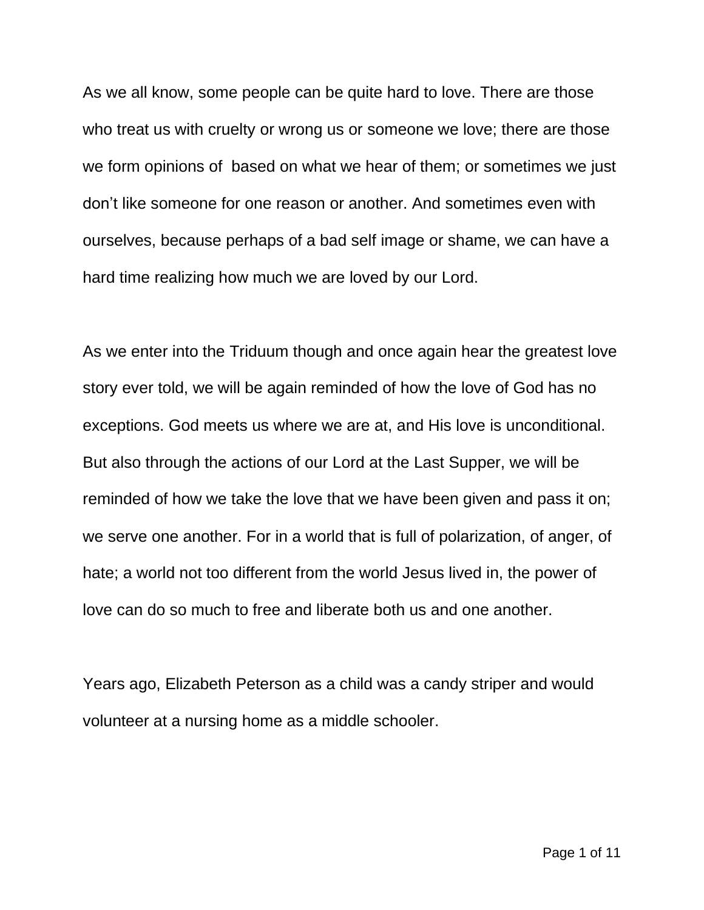As we all know, some people can be quite hard to love. There are those who treat us with cruelty or wrong us or someone we love; there are those we form opinions of  based on what we hear of them; or sometimes we just don't like someone for one reason or another. And sometimes even with ourselves, because perhaps of a bad self image or shame, we can have a hard time realizing how much we are loved by our Lord.

As we enter into the Triduum though and once again hear the greatest love story ever told, we will be again reminded of how the love of God has no exceptions. God meets us where we are at, and His love is unconditional. But also through the actions of our Lord at the Last Supper, we will be reminded of how we take the love that we have been given and pass it on; we serve one another. For in a world that is full of polarization, of anger, of hate; a world not too different from the world Jesus lived in, the power of love can do so much to free and liberate both us and one another.

Years ago, Elizabeth Peterson as a child was a candy striper and would volunteer at a nursing home as a middle schooler.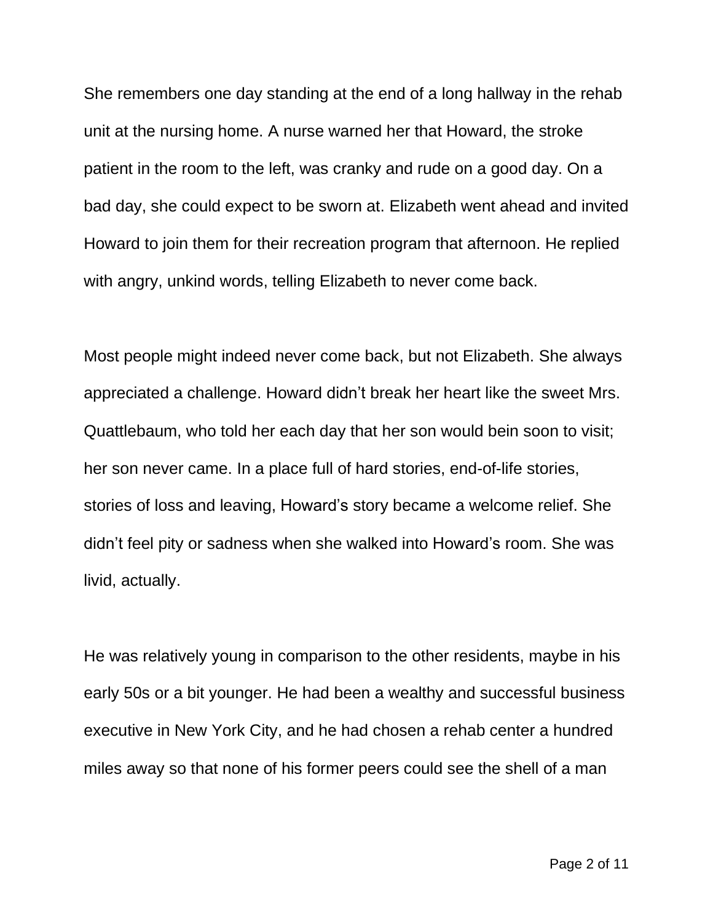She remembers one day standing at the end of a long hallway in the rehab unit at the nursing home. A nurse warned her that Howard, the stroke patient in the room to the left, was cranky and rude on a good day. On a bad day, she could expect to be sworn at. Elizabeth went ahead and invited Howard to join them for their recreation program that afternoon. He replied with angry, unkind words, telling Elizabeth to never come back.

Most people might indeed never come back, but not Elizabeth. She always appreciated a challenge. Howard didn't break her heart like the sweet Mrs. Quattlebaum, who told her each day that her son would bein soon to visit; her son never came. In a place full of hard stories, end-of-life stories, stories of loss and leaving, Howard's story became a welcome relief. She didn't feel pity or sadness when she walked into Howard's room. She was livid, actually.

He was relatively young in comparison to the other residents, maybe in his early 50s or a bit younger. He had been a wealthy and successful business executive in New York City, and he had chosen a rehab center a hundred miles away so that none of his former peers could see the shell of a man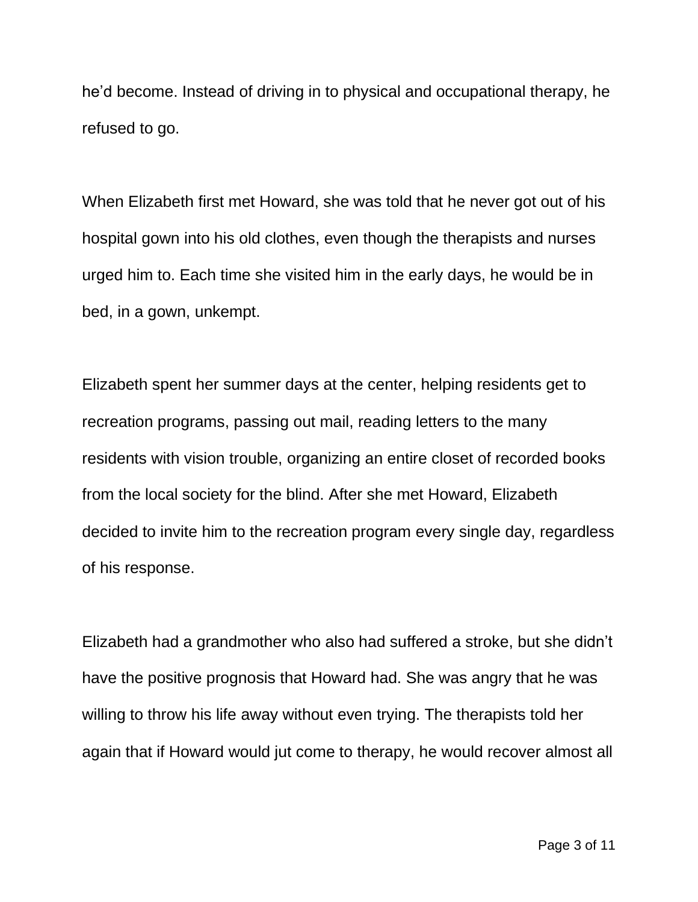he'd become. Instead of driving in to physical and occupational therapy, he refused to go.

When Elizabeth first met Howard, she was told that he never got out of his hospital gown into his old clothes, even though the therapists and nurses urged him to. Each time she visited him in the early days, he would be in bed, in a gown, unkempt.

Elizabeth spent her summer days at the center, helping residents get to recreation programs, passing out mail, reading letters to the many residents with vision trouble, organizing an entire closet of recorded books from the local society for the blind. After she met Howard, Elizabeth decided to invite him to the recreation program every single day, regardless of his response.

Elizabeth had a grandmother who also had suffered a stroke, but she didn't have the positive prognosis that Howard had. She was angry that he was willing to throw his life away without even trying. The therapists told her again that if Howard would jut come to therapy, he would recover almost all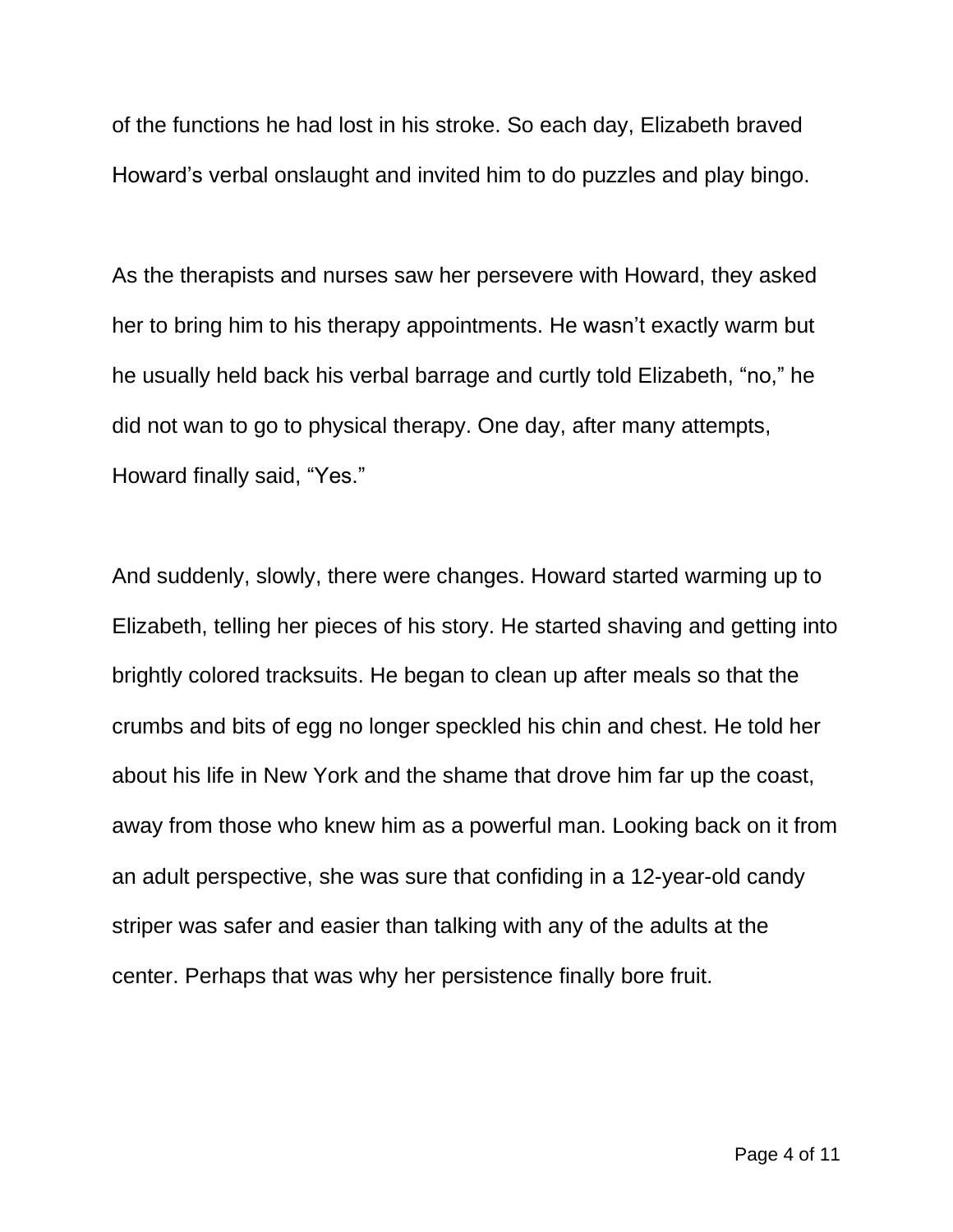of the functions he had lost in his stroke. So each day, Elizabeth braved Howard's verbal onslaught and invited him to do puzzles and play bingo.

As the therapists and nurses saw her persevere with Howard, they asked her to bring him to his therapy appointments. He wasn't exactly warm but he usually held back his verbal barrage and curtly told Elizabeth, "no," he did not wan to go to physical therapy. One day, after many attempts, Howard finally said, "Yes."

And suddenly, slowly, there were changes. Howard started warming up to Elizabeth, telling her pieces of his story. He started shaving and getting into brightly colored tracksuits. He began to clean up after meals so that the crumbs and bits of egg no longer speckled his chin and chest. He told her about his life in New York and the shame that drove him far up the coast, away from those who knew him as a powerful man. Looking back on it from an adult perspective, she was sure that confiding in a 12-year-old candy striper was safer and easier than talking with any of the adults at the center. Perhaps that was why her persistence finally bore fruit.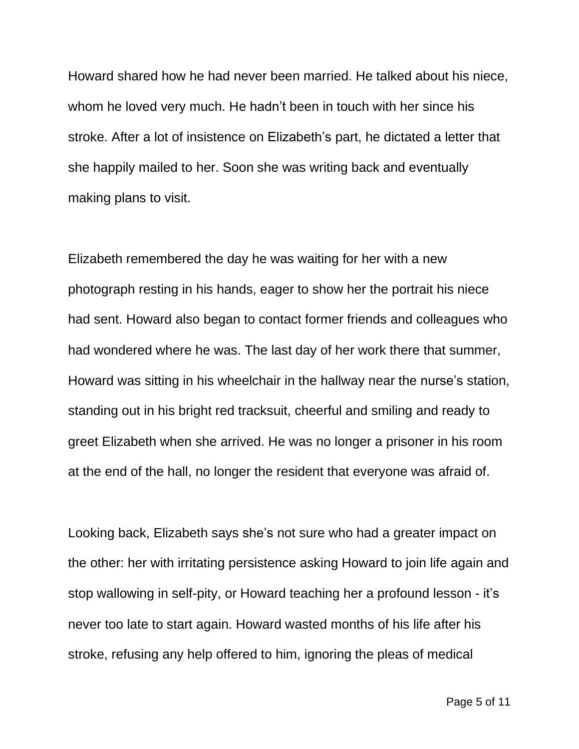Howard shared how he had never been married. He talked about his niece, whom he loved very much. He hadn't been in touch with her since his stroke. After a lot of insistence on Elizabeth's part, he dictated a letter that she happily mailed to her. Soon she was writing back and eventually making plans to visit.

Elizabeth remembered the day he was waiting for her with a new photograph resting in his hands, eager to show her the portrait his niece had sent. Howard also began to contact former friends and colleagues who had wondered where he was. The last day of her work there that summer, Howard was sitting in his wheelchair in the hallway near the nurse's station, standing out in his bright red tracksuit, cheerful and smiling and ready to greet Elizabeth when she arrived. He was no longer a prisoner in his room at the end of the hall, no longer the resident that everyone was afraid of.

Looking back, Elizabeth says she's not sure who had a greater impact on the other: her with irritating persistence asking Howard to join life again and stop wallowing in self-pity, or Howard teaching her a profound lesson - it's never too late to start again. Howard wasted months of his life after his stroke, refusing any help offered to him, ignoring the pleas of medical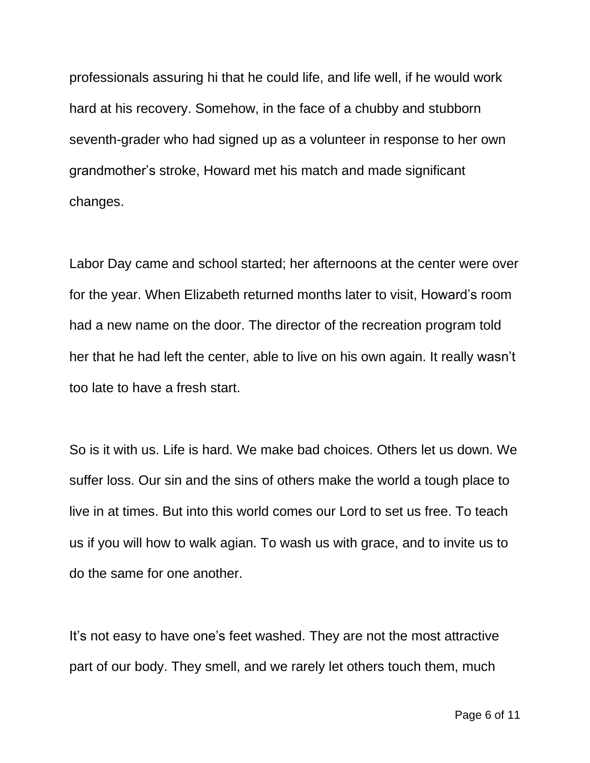professionals assuring hi that he could life, and life well, if he would work hard at his recovery. Somehow, in the face of a chubby and stubborn seventh-grader who had signed up as a volunteer in response to her own grandmother's stroke, Howard met his match and made significant changes.

Labor Day came and school started; her afternoons at the center were over for the year. When Elizabeth returned months later to visit, Howard's room had a new name on the door. The director of the recreation program told her that he had left the center, able to live on his own again. It really wasn't too late to have a fresh start.

So is it with us. Life is hard. We make bad choices. Others let us down. We suffer loss. Our sin and the sins of others make the world a tough place to live in at times. But into this world comes our Lord to set us free. To teach us if you will how to walk agian. To wash us with grace, and to invite us to do the same for one another.

It's not easy to have one's feet washed. They are not the most attractive part of our body. They smell, and we rarely let others touch them, much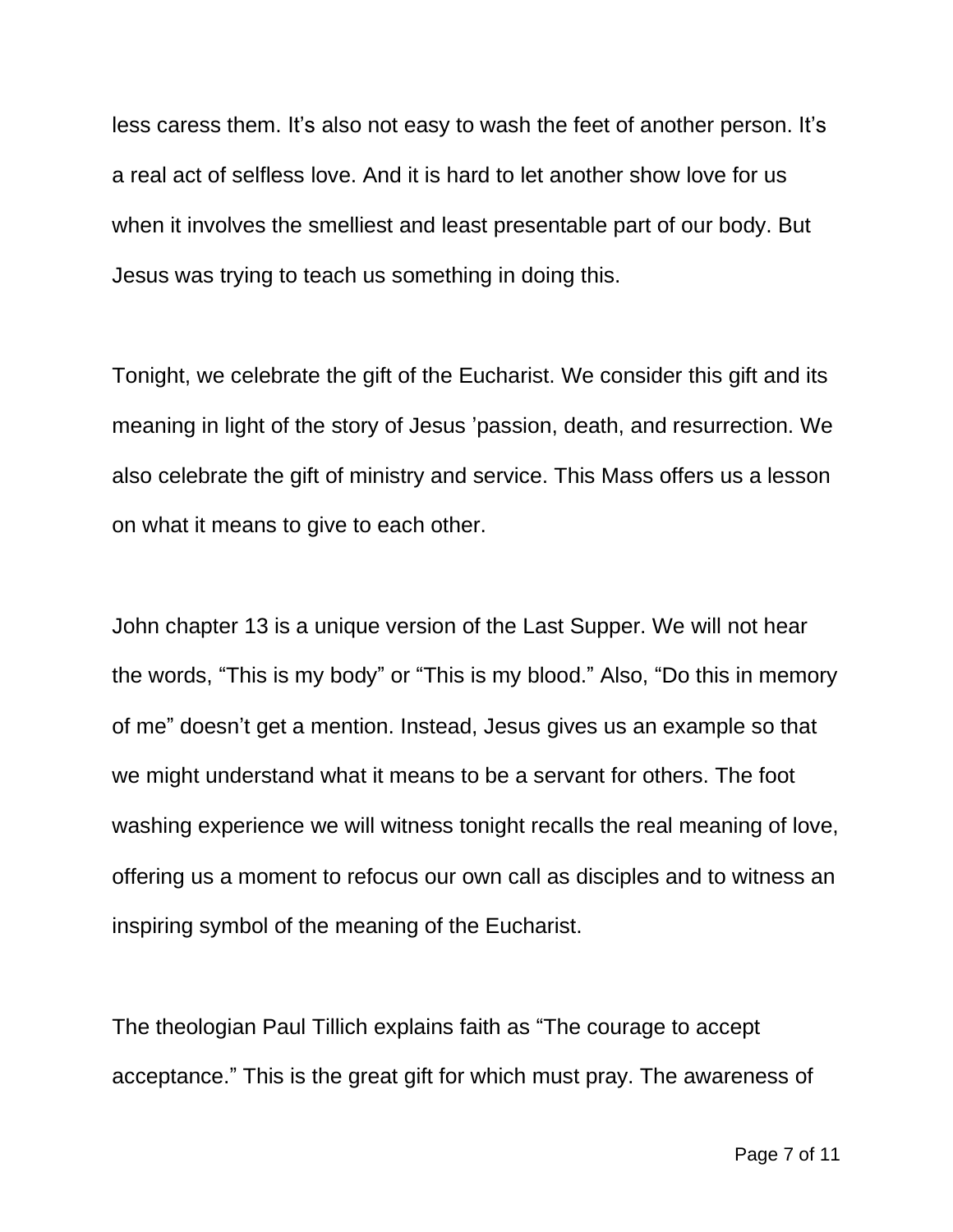less caress them. It’s also not easy to wash the feet of another person. It’s a real act of selfless love. And it is hard to let another show love for us when it involves the smelliest and least presentable part of our body. But Jesus was trying to teach us something in doing this.

Tonight, we celebrate the gift of the Eucharist. We consider this gift and its meaning in light of the story of Jesus ’passion, death, and resurrection. We also celebrate the gift of ministry and service. This Mass offers us a lesson on what it means to give to each other.

John chapter 13 is a unique version of the Last Supper. We will not hear the words, “This is my body” or “This is my blood.” Also, “Do this in memory of me” doesn’t get a mention. Instead, Jesus gives us an example so that we might understand what it means to be a servant for others. The foot washing experience we will witness tonight recalls the real meaning of love, offering us a moment to refocus our own call as disciples and to witness an inspiring symbol of the meaning of the Eucharist.

The theologian Paul Tillich explains faith as “The courage to accept acceptance.” This is the great gift for which must pray. The awareness of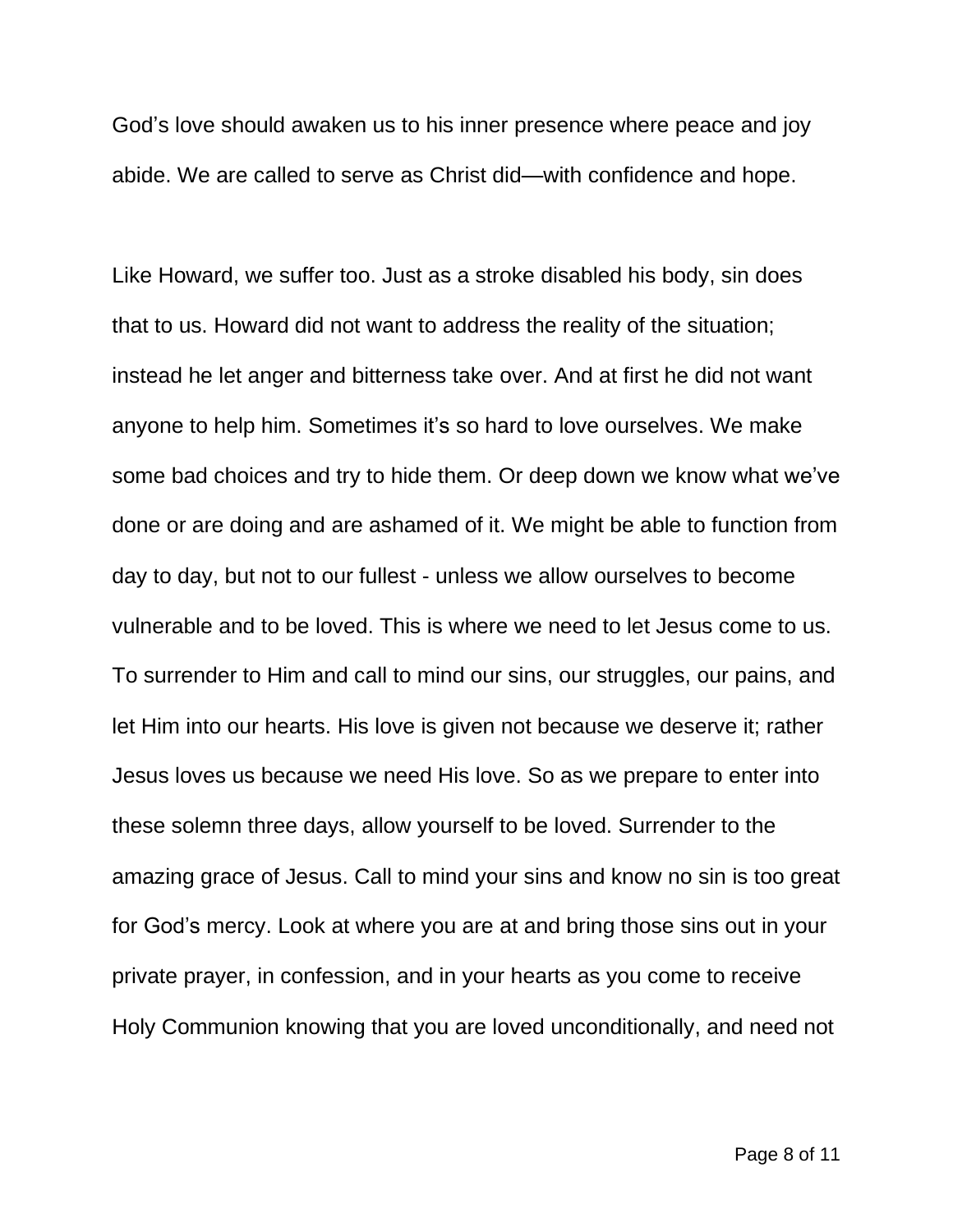God's love should awaken us to his inner presence where peace and joy abide. We are called to serve as Christ did—with confidence and hope.

Like Howard, we suffer too. Just as a stroke disabled his body, sin does that to us. Howard did not want to address the reality of the situation; instead he let anger and bitterness take over. And at first he did not want anyone to help him. Sometimes it's so hard to love ourselves. We make some bad choices and try to hide them. Or deep down we know what we've done or are doing and are ashamed of it. We might be able to function from day to day, but not to our fullest - unless we allow ourselves to become vulnerable and to be loved. This is where we need to let Jesus come to us. To surrender to Him and call to mind our sins, our struggles, our pains, and let Him into our hearts. His love is given not because we deserve it; rather Jesus loves us because we need His love. So as we prepare to enter into these solemn three days, allow yourself to be loved. Surrender to the amazing grace of Jesus. Call to mind your sins and know no sin is too great for God's mercy. Look at where you are at and bring those sins out in your private prayer, in confession, and in your hearts as you come to receive Holy Communion knowing that you are loved unconditionally, and need not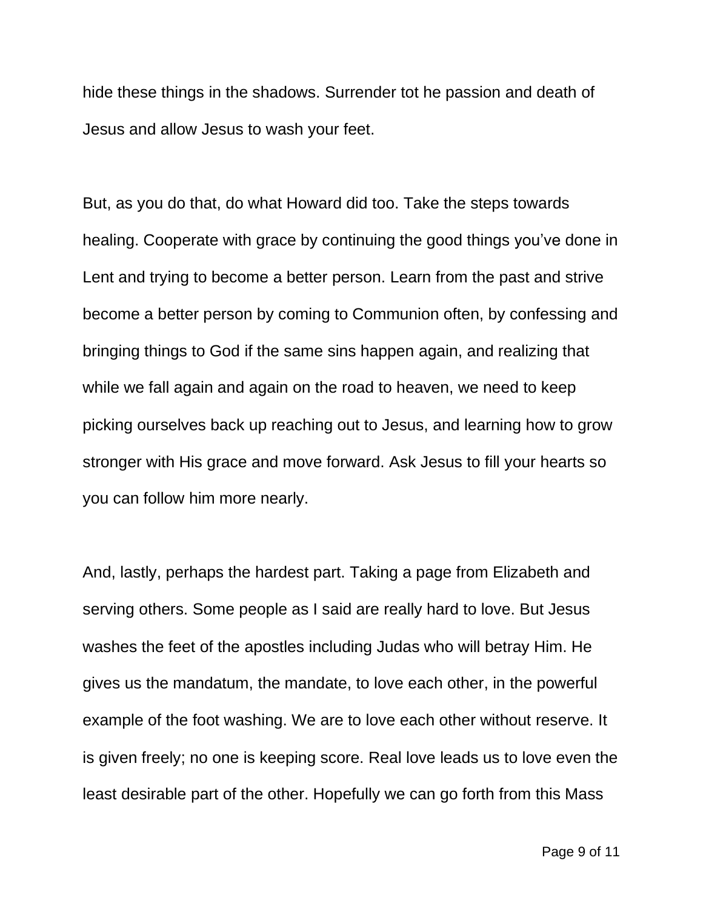hide these things in the shadows. Surrender tot he passion and death of Jesus and allow Jesus to wash your feet.

But, as you do that, do what Howard did too. Take the steps towards healing. Cooperate with grace by continuing the good things you've done in Lent and trying to become a better person. Learn from the past and strive become a better person by coming to Communion often, by confessing and bringing things to God if the same sins happen again, and realizing that while we fall again and again on the road to heaven, we need to keep picking ourselves back up reaching out to Jesus, and learning how to grow stronger with His grace and move forward. Ask Jesus to fill your hearts so you can follow him more nearly.

And, lastly, perhaps the hardest part. Taking a page from Elizabeth and serving others. Some people as I said are really hard to love. But Jesus washes the feet of the apostles including Judas who will betray Him. He gives us the mandatum, the mandate, to love each other, in the powerful example of the foot washing. We are to love each other without reserve. It is given freely; no one is keeping score. Real love leads us to love even the least desirable part of the other. Hopefully we can go forth from this Mass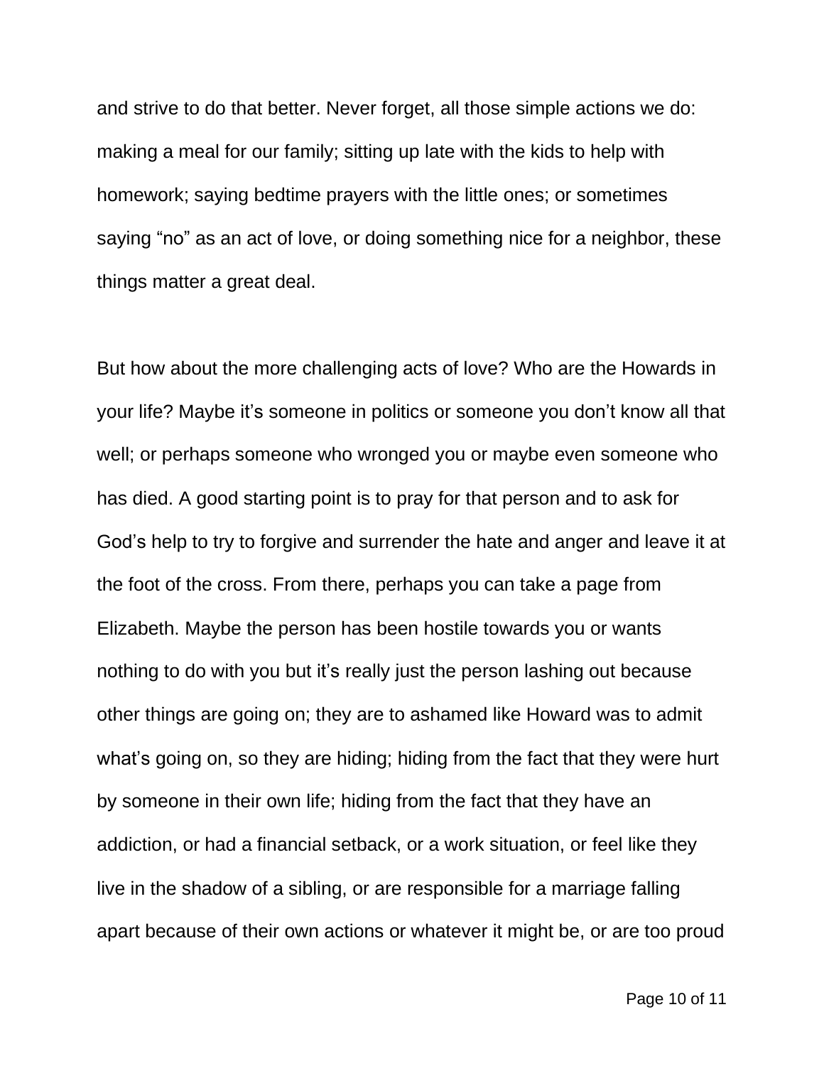and strive to do that better. Never forget, all those simple actions we do: making a meal for our family; sitting up late with the kids to help with homework; saying bedtime prayers with the little ones; or sometimes saying "no" as an act of love, or doing something nice for a neighbor, these things matter a great deal.

But how about the more challenging acts of love? Who are the Howards in your life? Maybe it's someone in politics or someone you don't know all that well; or perhaps someone who wronged you or maybe even someone who has died. A good starting point is to pray for that person and to ask for God's help to try to forgive and surrender the hate and anger and leave it at the foot of the cross. From there, perhaps you can take a page from Elizabeth. Maybe the person has been hostile towards you or wants nothing to do with you but it's really just the person lashing out because other things are going on; they are to ashamed like Howard was to admit what's going on, so they are hiding; hiding from the fact that they were hurt by someone in their own life; hiding from the fact that they have an addiction, or had a financial setback, or a work situation, or feel like they live in the shadow of a sibling, or are responsible for a marriage falling apart because of their own actions or whatever it might be, or are too proud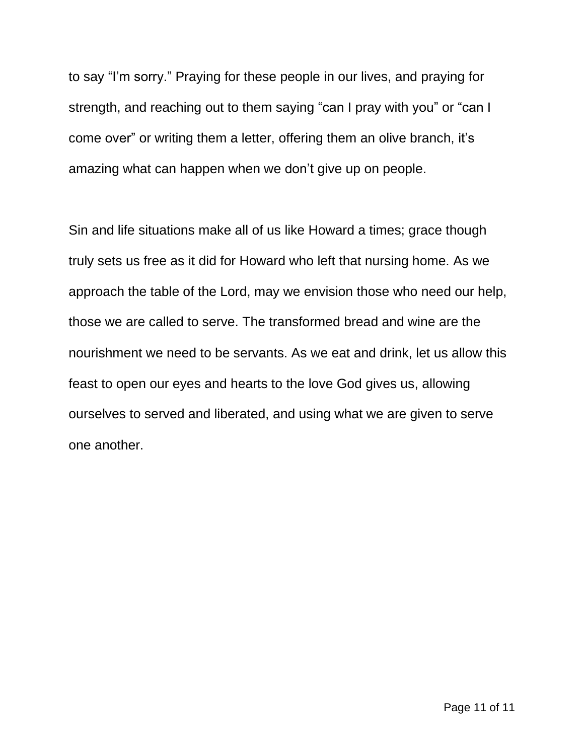to say "I'm sorry." Praying for these people in our lives, and praying for strength, and reaching out to them saying "can I pray with you" or "can I come over" or writing them a letter, offering them an olive branch, it's amazing what can happen when we don't give up on people.

Sin and life situations make all of us like Howard a times; grace though truly sets us free as it did for Howard who left that nursing home. As we approach the table of the Lord, may we envision those who need our help, those we are called to serve. The transformed bread and wine are the nourishment we need to be servants. As we eat and drink, let us allow this feast to open our eyes and hearts to the love God gives us, allowing ourselves to served and liberated, and using what we are given to serve one another.